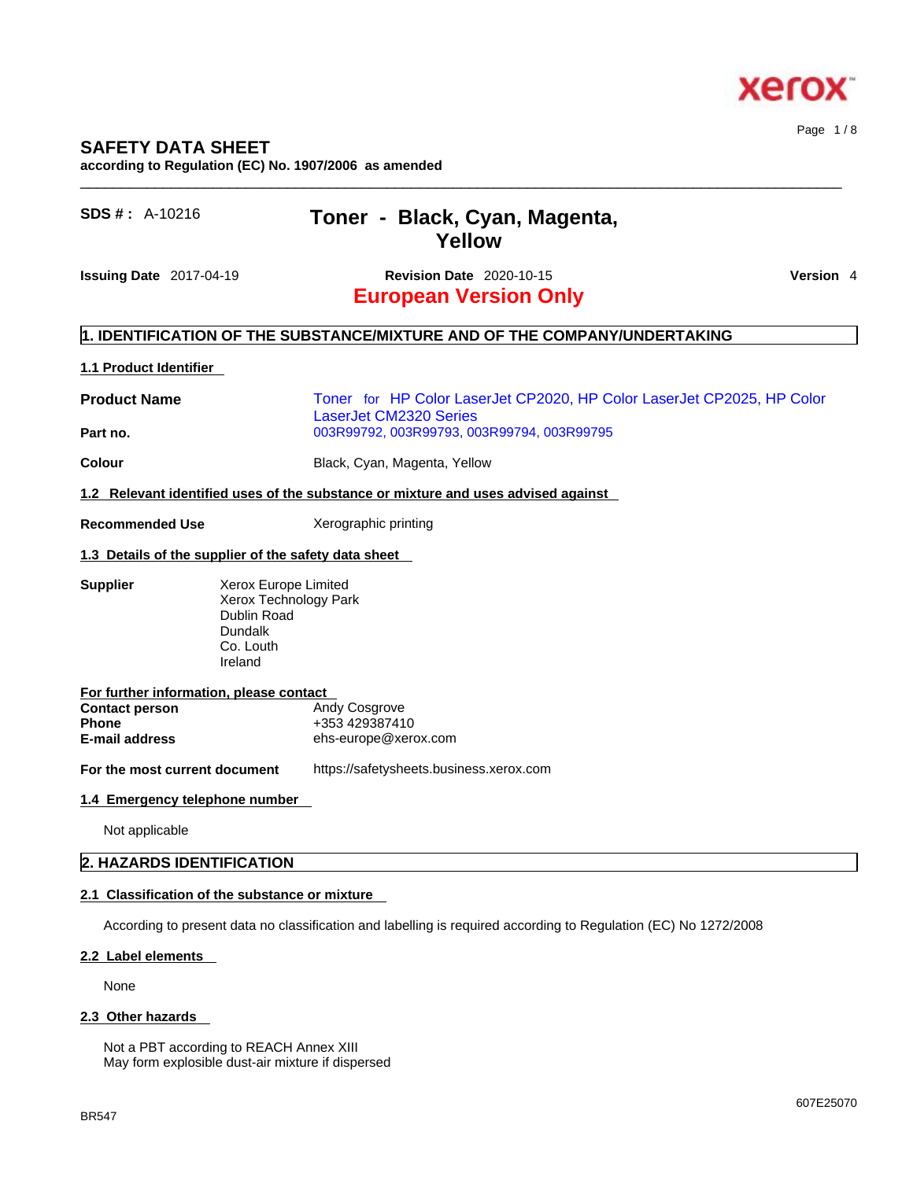# SAFETY DATA SHEET

**according to Regulation (EC) No. 1907/2006 as amended**

**SDS # :** A-10216

## Toner - Black, Cyan, Magenta, Yellow

**Issuing Date** 2017-04-19 **Revision Date** 2020-10-15 **Version** 4

**European Version Only**

## 1. IDENTIFICATION OF THE SUBSTANCE/MIXTURE AND OF THE COMPANY/UNDERTAKING

### 1.1 Product Identifier

**Product Name** Toner for HP Color LaserJet CP2020, HP Color LaserJet CP2025, HP Color LaserJet CM2320 Series

**Part no.** 003R99792, 003R99793, 003R99794, 003R99795

**Colour** Black, Cyan, Magenta, Yellow

### 1.2 Relevant identified uses of the substance or mixture and uses advised against

**Recommended Use** Xerographic printing

### 1.3 Details of the supplier of the safety data sheet

**Supplier**
Xerox Europe Limited
Xerox Technology Park
Dublin Road
Dundalk
Co. Louth
Ireland

**For further information, please contact**

**Contact person** Andy Cosgrove
**Phone** +353 429387410
**E-mail address** ehs-europe@xerox.com

**For the most current document** https://safetysheets.business.xerox.com

### 1.4 Emergency telephone number

Not applicable

## 2. HAZARDS IDENTIFICATION

### 2.1 Classification of the substance or mixture

According to present data no classification and labelling is required according to Regulation (EC) No 1272/2008

### 2.2 Label elements

None

### 2.3 Other hazards

Not a PBT according to REACH Annex XIII
May form explosible dust-air mixture if dispersed

BR547 607E25070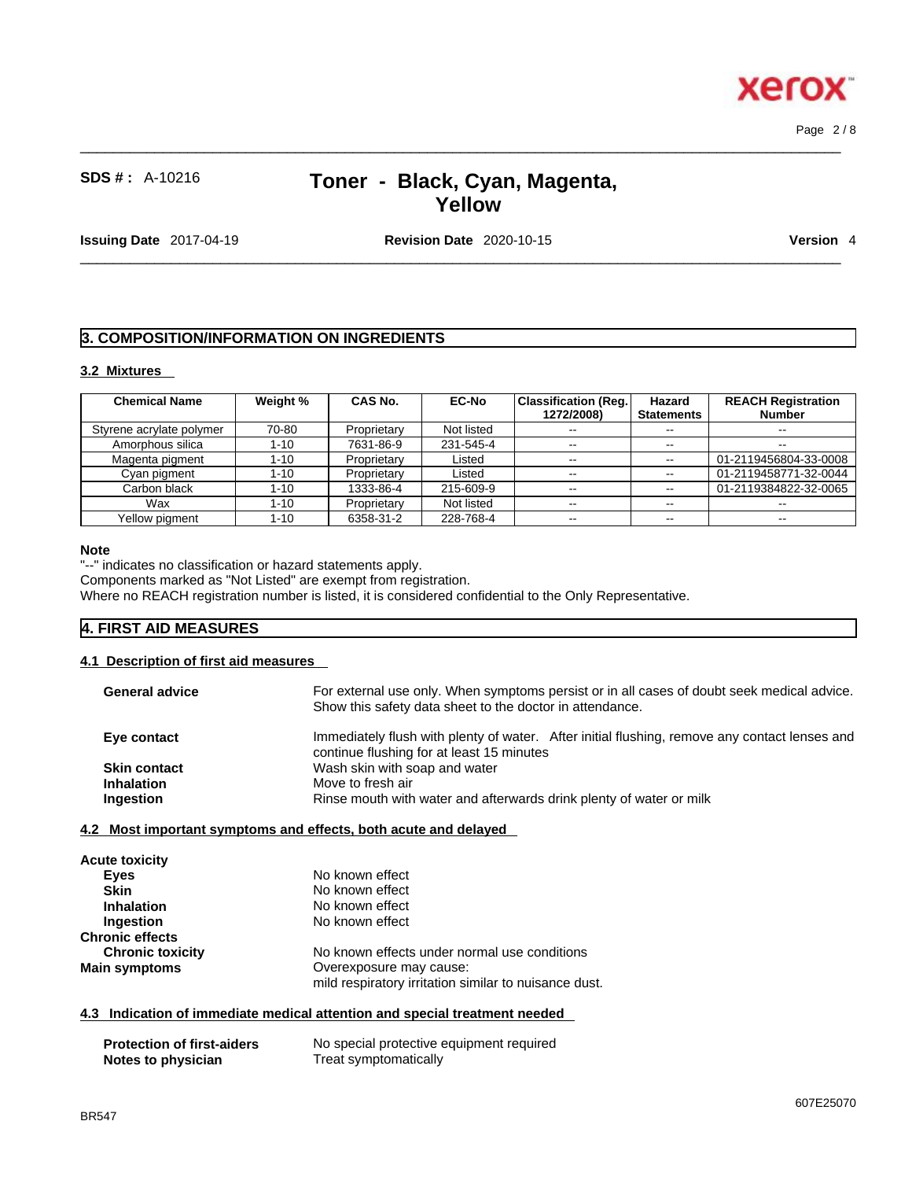## 3. COMPOSITION/INFORMATION ON INGREDIENTS

### 3.2 Mixtures

| Chemical Name | Weight % | CAS No. | EC-No | Classification (Reg. 1272/2008) | Hazard Statements | REACH Registration Number |
|---|---|---|---|---|---|---|
| Styrene acrylate polymer | 70-80 | Proprietary | Not listed | -- | -- | -- |
| Amorphous silica | 1-10 | 7631-86-9 | 231-545-4 | -- | -- | -- |
| Magenta pigment | 1-10 | Proprietary | Listed | -- | -- | 01-2119456804-33-0008 |
| Cyan pigment | 1-10 | Proprietary | Listed | -- | -- | 01-2119458771-32-0044 |
| Carbon black | 1-10 | 1333-86-4 | 215-609-9 | -- | -- | 01-2119384822-32-0065 |
| Wax | 1-10 | Proprietary | Not listed | -- | -- | -- |
| Yellow pigment | 1-10 | 6358-31-2 | 228-768-4 | -- | -- | -- |

**Note**

"--" indicates no classification or hazard statements apply.
Components marked as "Not Listed" are exempt from registration.
Where no REACH registration number is listed, it is considered confidential to the Only Representative.

## 4. FIRST AID MEASURES

### 4.1 Description of first aid measures

**General advice** For external use only. When symptoms persist or in all cases of doubt seek medical advice. Show this safety data sheet to the doctor in attendance.

**Eye contact** Immediately flush with plenty of water. After initial flushing, remove any contact lenses and continue flushing for at least 15 minutes

**Skin contact** Wash skin with soap and water

**Inhalation** Move to fresh air

**Ingestion** Rinse mouth with water and afterwards drink plenty of water or milk

### 4.2 Most important symptoms and effects, both acute and delayed

**Acute toxicity**

- **Eyes** No known effect
- **Skin** No known effect
- **Inhalation** No known effect
- **Ingestion** No known effect

**Chronic effects**

- **Chronic toxicity** No known effects under normal use conditions

**Main symptoms** Overexposure may cause:
mild respiratory irritation similar to nuisance dust.

### 4.3 Indication of immediate medical attention and special treatment needed

**Protection of first-aiders** No special protective equipment required

**Notes to physician** Treat symptomatically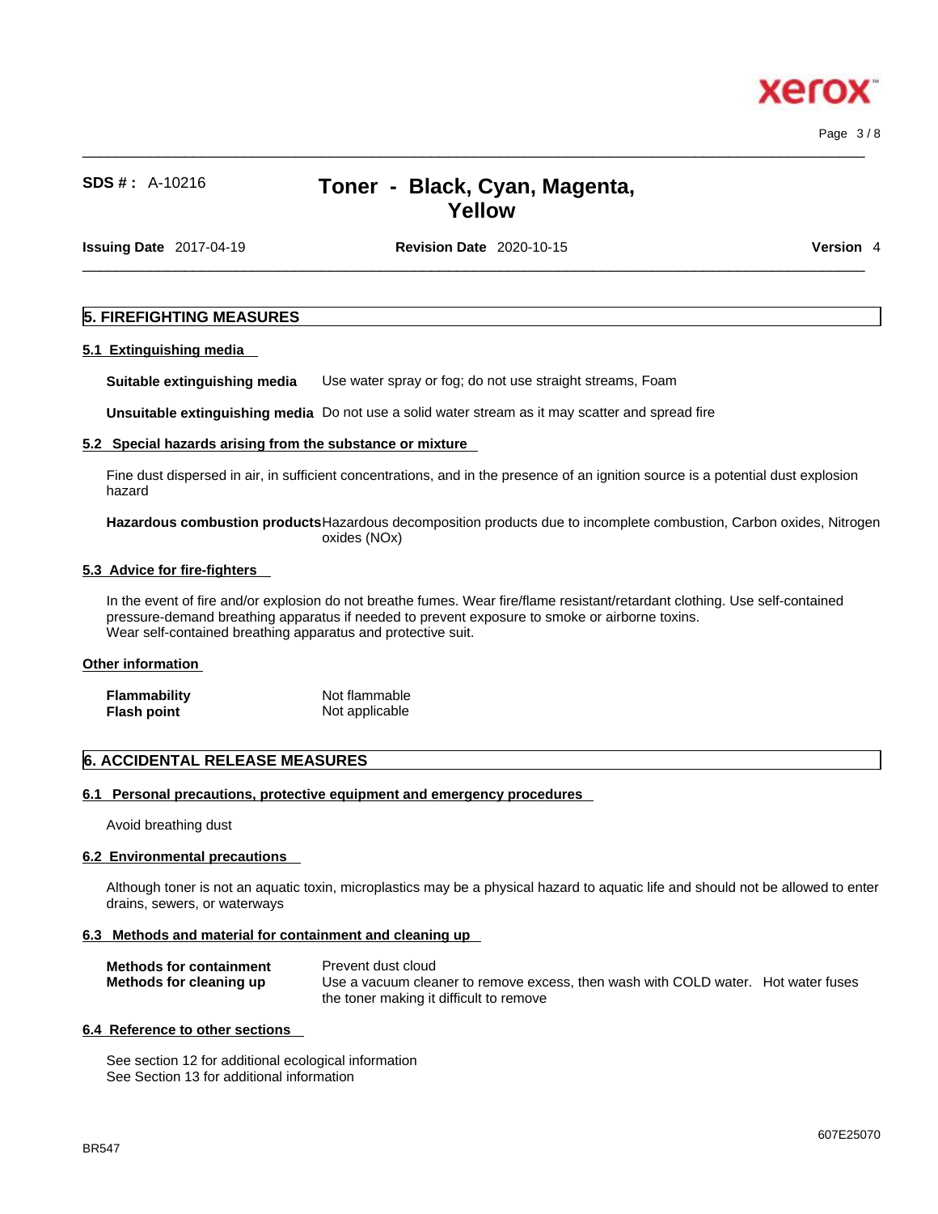## 5. FIREFIGHTING MEASURES

### 5.1 Extinguishing media

**Suitable extinguishing media** Use water spray or fog; do not use straight streams, Foam

**Unsuitable extinguishing media** Do not use a solid water stream as it may scatter and spread fire

### 5.2 Special hazards arising from the substance or mixture

Fine dust dispersed in air, in sufficient concentrations, and in the presence of an ignition source is a potential dust explosion hazard

**Hazardous combustion products** Hazardous decomposition products due to incomplete combustion, Carbon oxides, Nitrogen oxides (NOx)

### 5.3 Advice for fire-fighters

In the event of fire and/or explosion do not breathe fumes. Wear fire/flame resistant/retardant clothing. Use self-contained pressure-demand breathing apparatus if needed to prevent exposure to smoke or airborne toxins.
Wear self-contained breathing apparatus and protective suit.

### Other information

**Flammability** Not flammable
**Flash point** Not applicable

## 6. ACCIDENTAL RELEASE MEASURES

### 6.1 Personal precautions, protective equipment and emergency procedures

Avoid breathing dust

### 6.2 Environmental precautions

Although toner is not an aquatic toxin, microplastics may be a physical hazard to aquatic life and should not be allowed to enter drains, sewers, or waterways

### 6.3 Methods and material for containment and cleaning up

**Methods for containment** Prevent dust cloud
**Methods for cleaning up** Use a vacuum cleaner to remove excess, then wash with COLD water. Hot water fuses the toner making it difficult to remove

### 6.4 Reference to other sections

See section 12 for additional ecological information
See Section 13 for additional information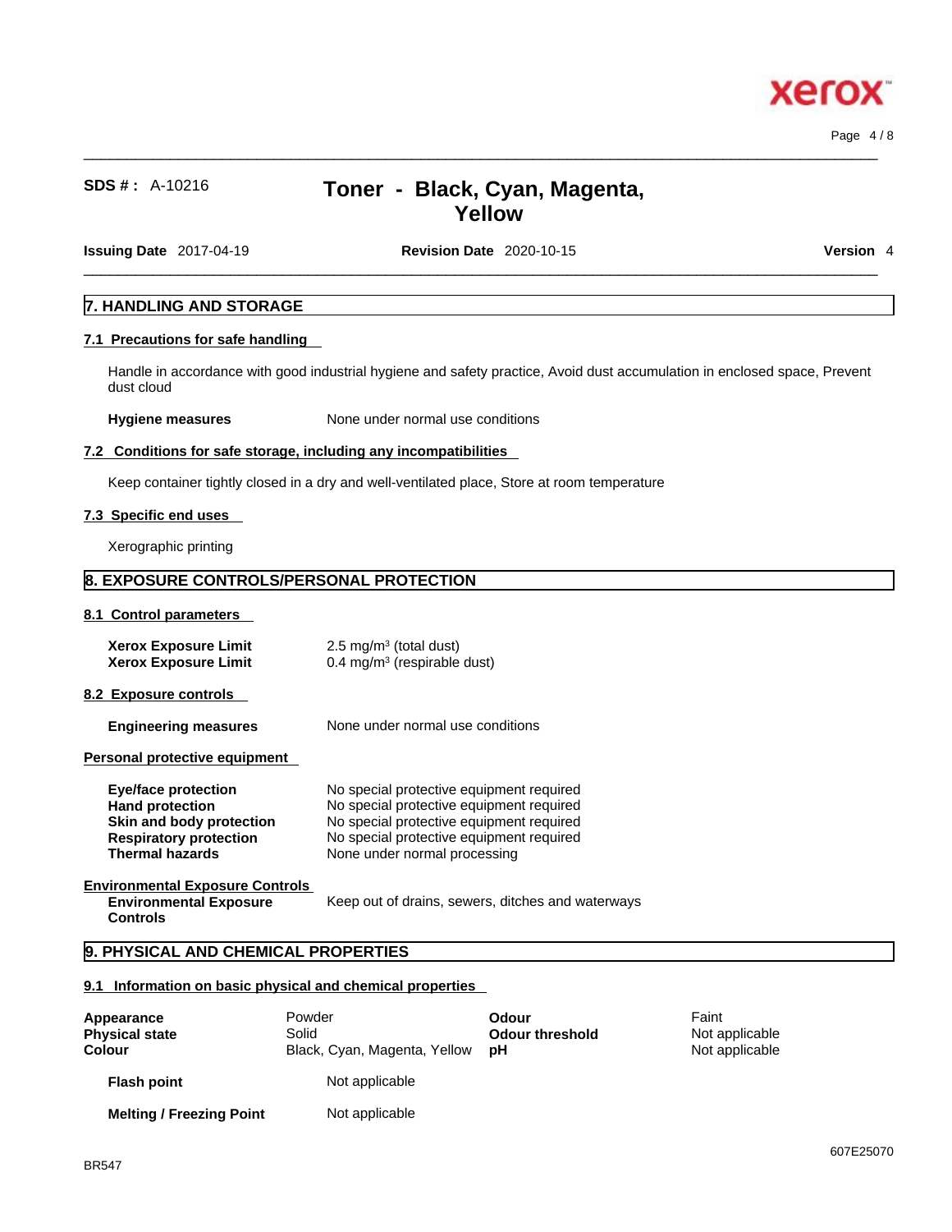## 7. HANDLING AND STORAGE

### 7.1 Precautions for safe handling

Handle in accordance with good industrial hygiene and safety practice, Avoid dust accumulation in enclosed space, Prevent dust cloud

**Hygiene measures** None under normal use conditions

### 7.2 Conditions for safe storage, including any incompatibilities

Keep container tightly closed in a dry and well-ventilated place, Store at room temperature

### 7.3 Specific end uses

Xerographic printing

## 8. EXPOSURE CONTROLS/PERSONAL PROTECTION

### 8.1 Control parameters

| | |
|---|---|
| **Xerox Exposure Limit** | 2.5 mg/m³ (total dust) |
| **Xerox Exposure Limit** | 0.4 mg/m³ (respirable dust) |

### 8.2 Exposure controls

**Engineering measures** None under normal use conditions

**Personal protective equipment**

| | |
|---|---|
| **Eye/face protection** | No special protective equipment required |
| **Hand protection** | No special protective equipment required |
| **Skin and body protection** | No special protective equipment required |
| **Respiratory protection** | No special protective equipment required |
| **Thermal hazards** | None under normal processing |

**Environmental Exposure Controls**

**Environmental Exposure Controls** Keep out of drains, sewers, ditches and waterways

## 9. PHYSICAL AND CHEMICAL PROPERTIES

### 9.1 Information on basic physical and chemical properties

| | | | |
|---|---|---|---|
| **Appearance** | Powder | **Odour** | Faint |
| **Physical state** | Solid | **Odour threshold** | Not applicable |
| **Colour** | Black, Cyan, Magenta, Yellow | **pH** | Not applicable |

| | |
|---|---|
| **Flash point** | Not applicable |
| **Melting / Freezing Point** | Not applicable |

607E25070

BR547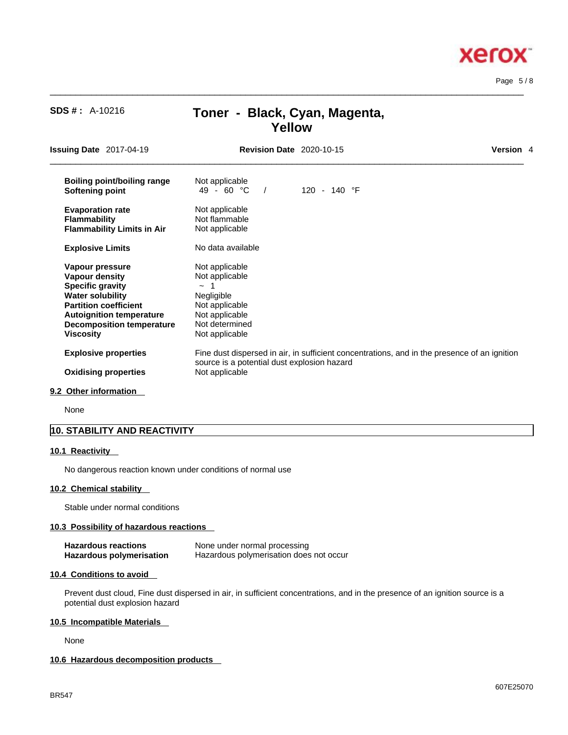| | |
|---|---|
| **Boiling point/boiling range** | Not applicable |
| **Softening point** | 49 - 60 °C / 120 - 140 °F |
| **Evaporation rate** | Not applicable |
| **Flammability** | Not flammable |
| **Flammability Limits in Air** | Not applicable |
| **Explosive Limits** | No data available |
| **Vapour pressure** | Not applicable |
| **Vapour density** | Not applicable |
| **Specific gravity** | ~ 1 |
| **Water solubility** | Negligible |
| **Partition coefficient** | Not applicable |
| **Autoignition temperature** | Not applicable |
| **Decomposition temperature** | Not determined |
| **Viscosity** | Not applicable |
| **Explosive properties** | Fine dust dispersed in air, in sufficient concentrations, and in the presence of an ignition source is a potential dust explosion hazard |
| **Oxidising properties** | Not applicable |

### 9.2 Other information

None

## 10. STABILITY AND REACTIVITY

### 10.1 Reactivity

No dangerous reaction known under conditions of normal use

### 10.2 Chemical stability

Stable under normal conditions

### 10.3 Possibility of hazardous reactions

| | |
|---|---|
| **Hazardous reactions** | None under normal processing |
| **Hazardous polymerisation** | Hazardous polymerisation does not occur |

### 10.4 Conditions to avoid

Prevent dust cloud, Fine dust dispersed in air, in sufficient concentrations, and in the presence of an ignition source is a potential dust explosion hazard

### 10.5 Incompatible Materials

None

### 10.6 Hazardous decomposition products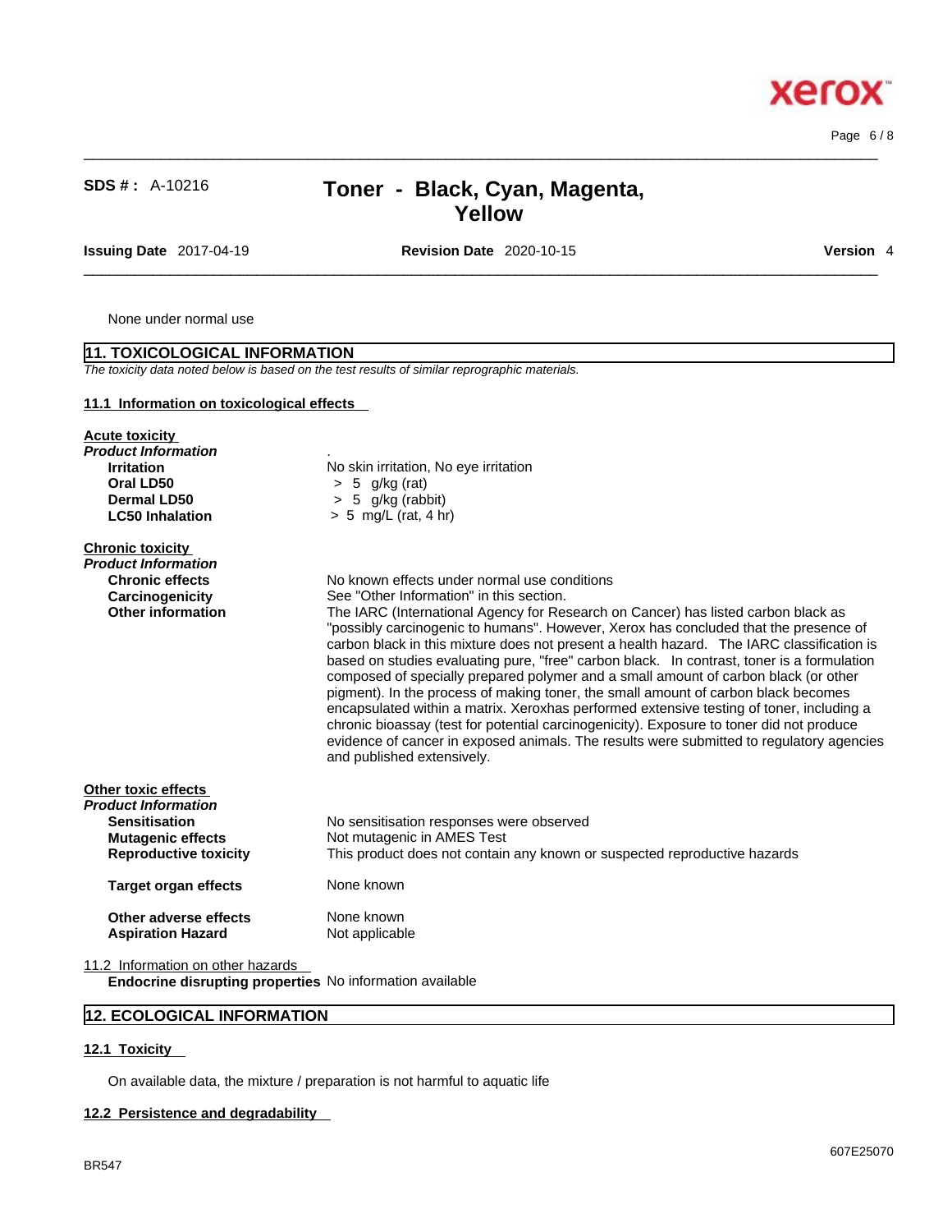None under normal use

## 11. TOXICOLOGICAL INFORMATION

*The toxicity data noted below is based on the test results of similar reprographic materials.*

### 11.1 Information on toxicological effects

**Acute toxicity**

***Product Information***

| | |
|---|---|
| **Irritation** | No skin irritation, No eye irritation |
| **Oral LD50** | > 5 g/kg (rat) |
| **Dermal LD50** | > 5 g/kg (rabbit) |
| **LC50 Inhalation** | > 5 mg/L (rat, 4 hr) |

**Chronic toxicity**

***Product Information***

| | |
|---|---|
| **Chronic effects** | No known effects under normal use conditions |
| **Carcinogenicity** | See "Other Information" in this section. |
| **Other information** | The IARC (International Agency for Research on Cancer) has listed carbon black as "possibly carcinogenic to humans". However, Xerox has concluded that the presence of carbon black in this mixture does not present a health hazard. The IARC classification is based on studies evaluating pure, "free" carbon black. In contrast, toner is a formulation composed of specially prepared polymer and a small amount of carbon black (or other pigment). In the process of making toner, the small amount of carbon black becomes encapsulated within a matrix. Xeroxhas performed extensive testing of toner, including a chronic bioassay (test for potential carcinogenicity). Exposure to toner did not produce evidence of cancer in exposed animals. The results were submitted to regulatory agencies and published extensively. |

**Other toxic effects**

***Product Information***

| | |
|---|---|
| **Sensitisation** | No sensitisation responses were observed |
| **Mutagenic effects** | Not mutagenic in AMES Test |
| **Reproductive toxicity** | This product does not contain any known or suspected reproductive hazards |
| **Target organ effects** | None known |
| **Other adverse effects** | None known |
| **Aspiration Hazard** | Not applicable |

11.2 Information on other hazards

**Endocrine disrupting properties** No information available

## 12. ECOLOGICAL INFORMATION

### 12.1 Toxicity

On available data, the mixture / preparation is not harmful to aquatic life

### 12.2 Persistence and degradability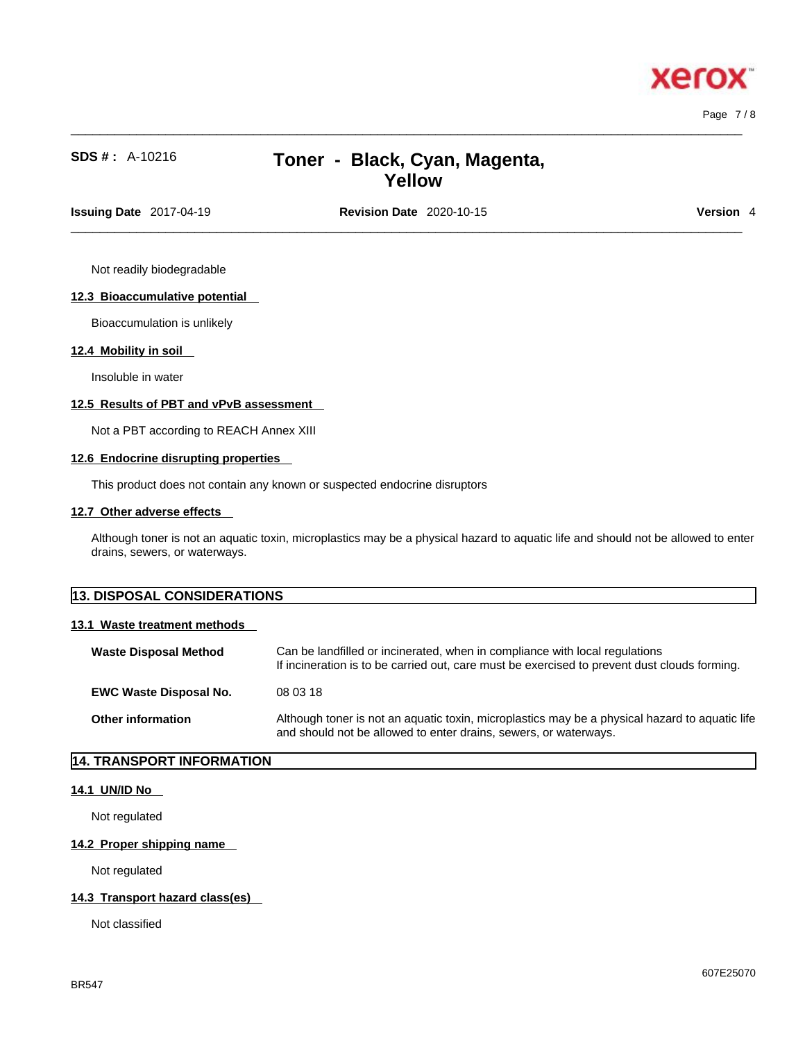Not readily biodegradable

### 12.3 Bioaccumulative potential

Bioaccumulation is unlikely

### 12.4 Mobility in soil

Insoluble in water

### 12.5 Results of PBT and vPvB assessment

Not a PBT according to REACH Annex XIII

### 12.6 Endocrine disrupting properties

This product does not contain any known or suspected endocrine disruptors

### 12.7 Other adverse effects

Although toner is not an aquatic toxin, microplastics may be a physical hazard to aquatic life and should not be allowed to enter drains, sewers, or waterways.

## 13. DISPOSAL CONSIDERATIONS

### 13.1 Waste treatment methods

**Waste Disposal Method** — Can be landfilled or incinerated, when in compliance with local regulations
If incineration is to be carried out, care must be exercised to prevent dust clouds forming.

**EWC Waste Disposal No.** — 08 03 18

**Other information** — Although toner is not an aquatic toxin, microplastics may be a physical hazard to aquatic life and should not be allowed to enter drains, sewers, or waterways.

## 14. TRANSPORT INFORMATION

### 14.1 UN/ID No

Not regulated

### 14.2 Proper shipping name

Not regulated

### 14.3 Transport hazard class(es)

Not classified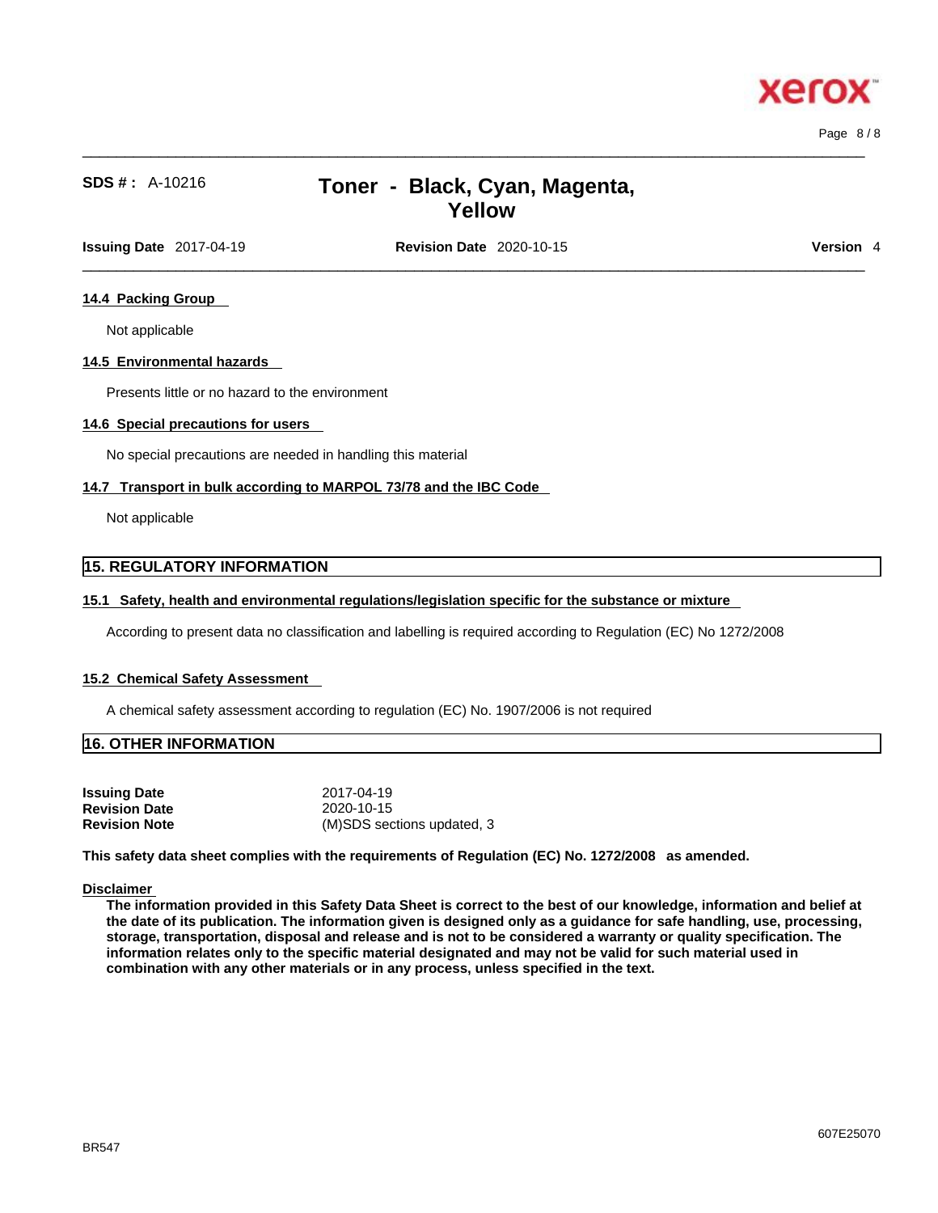#### 14.4 Packing Group

Not applicable

#### 14.5 Environmental hazards

Presents little or no hazard to the environment

#### 14.6 Special precautions for users

No special precautions are needed in handling this material

#### 14.7 Transport in bulk according to MARPOL 73/78 and the IBC Code

Not applicable

## 15. REGULATORY INFORMATION

#### 15.1 Safety, health and environmental regulations/legislation specific for the substance or mixture

According to present data no classification and labelling is required according to Regulation (EC) No 1272/2008

#### 15.2 Chemical Safety Assessment

A chemical safety assessment according to regulation (EC) No. 1907/2006 is not required

## 16. OTHER INFORMATION

| | |
|---|---|
| **Issuing Date** | 2017-04-19 |
| **Revision Date** | 2020-10-15 |
| **Revision Note** | (M)SDS sections updated, 3 |

**This safety data sheet complies with the requirements of Regulation (EC) No. 1272/2008 as amended.**

#### Disclaimer

**The information provided in this Safety Data Sheet is correct to the best of our knowledge, information and belief at the date of its publication. The information given is designed only as a guidance for safe handling, use, processing, storage, transportation, disposal and release and is not to be considered a warranty or quality specification. The information relates only to the specific material designated and may not be valid for such material used in combination with any other materials or in any process, unless specified in the text.**

BR547

607E25070